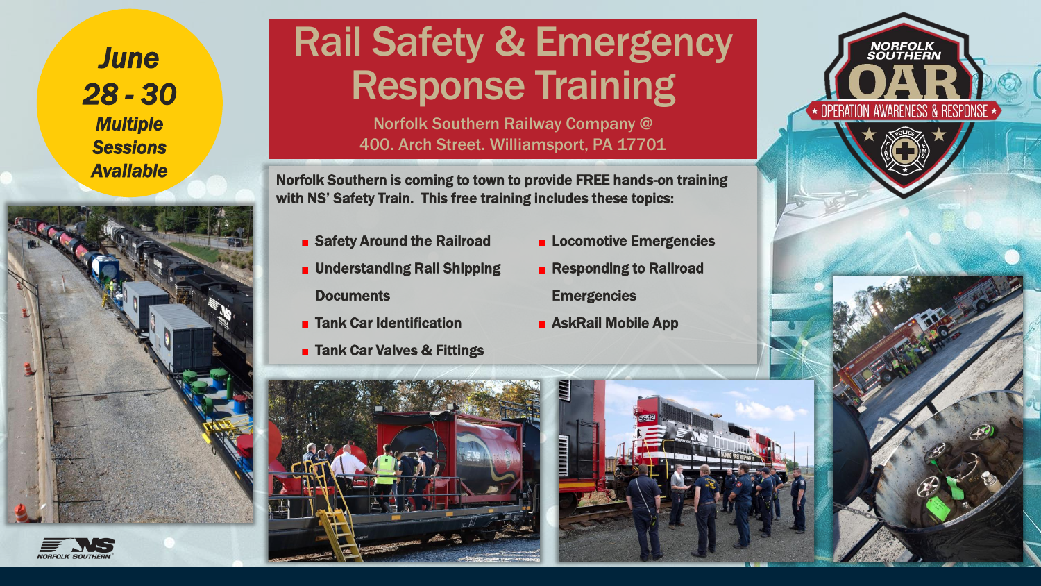June 28 - 30

*Multiple Sessions Available*

# Rail Safety & Emergency Response Training

Norfolk Southern Railway Company @
400. Arch Street. Williamsport, PA 17701

NORFOLK SOUTHERN
OAR
OPERATION AWARENESS & RESPONSE

**Norfolk Southern is coming to town to provide FREE hands-on training with NS' Safety Train. This free training includes these topics:**

- Safety Around the Railroad
- Understanding Rail Shipping Documents
- Tank Car Identification
- Tank Car Valves & Fittings
- Locomotive Emergencies
- Responding to Railroad Emergencies
- AskRail Mobile App

NORFOLK SOUTHERN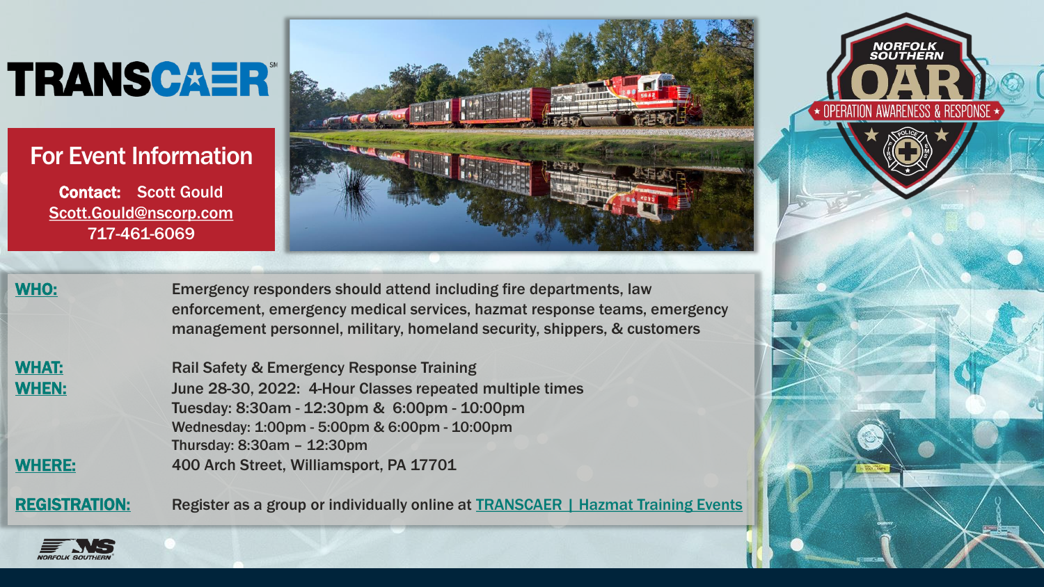TRANSCAER

## For Event Information

**Contact:** Scott Gould
Scott.Gould@nscorp.com
717-461-6069

NORFOLK SOUTHERN OAR ★ OPERATION AWARENESS & RESPONSE ★

**WHO:** Emergency responders should attend including fire departments, law enforcement, emergency medical services, hazmat response teams, emergency management personnel, military, homeland security, shippers, & customers

**WHAT:** Rail Safety & Emergency Response Training

**WHEN:** June 28-30, 2022: 4-Hour Classes repeated multiple times
Tuesday: 8:30am - 12:30pm & 6:00pm - 10:00pm
Wednesday: 1:00pm - 5:00pm & 6:00pm - 10:00pm
Thursday: 8:30am – 12:30pm

**WHERE:** 400 Arch Street, Williamsport, PA 17701

**REGISTRATION:** Register as a group or individually online at TRANSCAER | Hazmat Training Events

NORFOLK SOUTHERN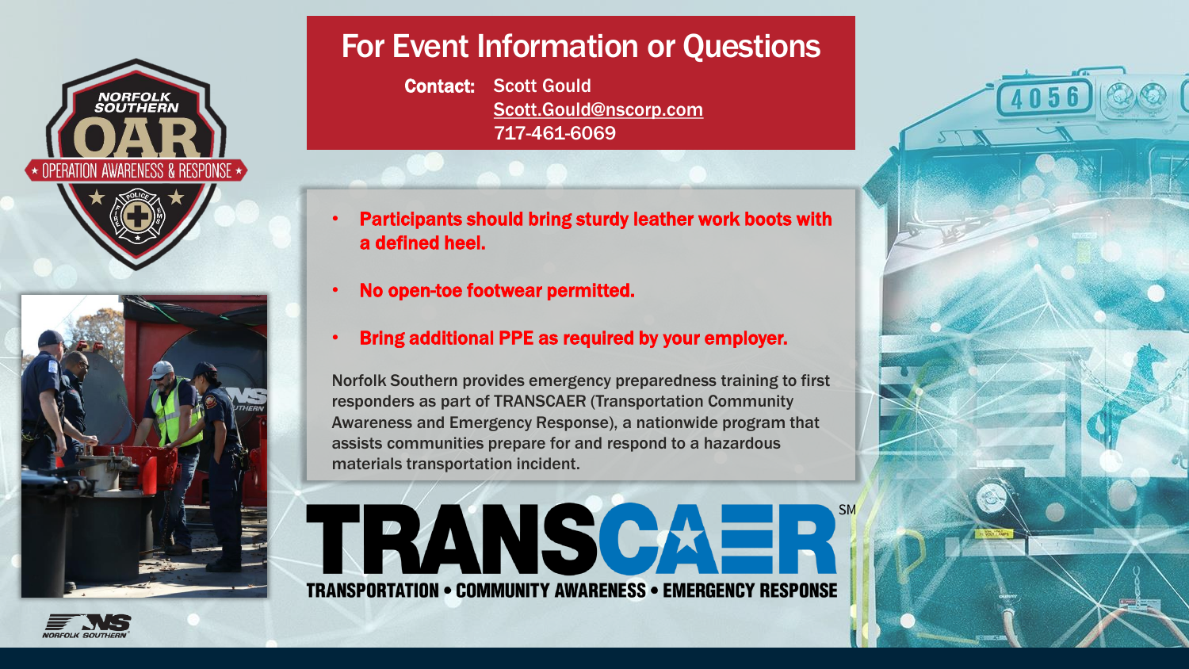## For Event Information or Questions

**Contact:** Scott Gould
Scott.Gould@nscorp.com
717-461-6069

- **Participants should bring sturdy leather work boots with a defined heel.**
- **No open-toe footwear permitted.**
- **Bring additional PPE as required by your employer.**

Norfolk Southern provides emergency preparedness training to first responders as part of TRANSCAER (Transportation Community Awareness and Emergency Response), a nationwide program that assists communities prepare for and respond to a hazardous materials transportation incident.

TRANSCAER[SM]

TRANSPORTATION • COMMUNITY AWARENESS • EMERGENCY RESPONSE